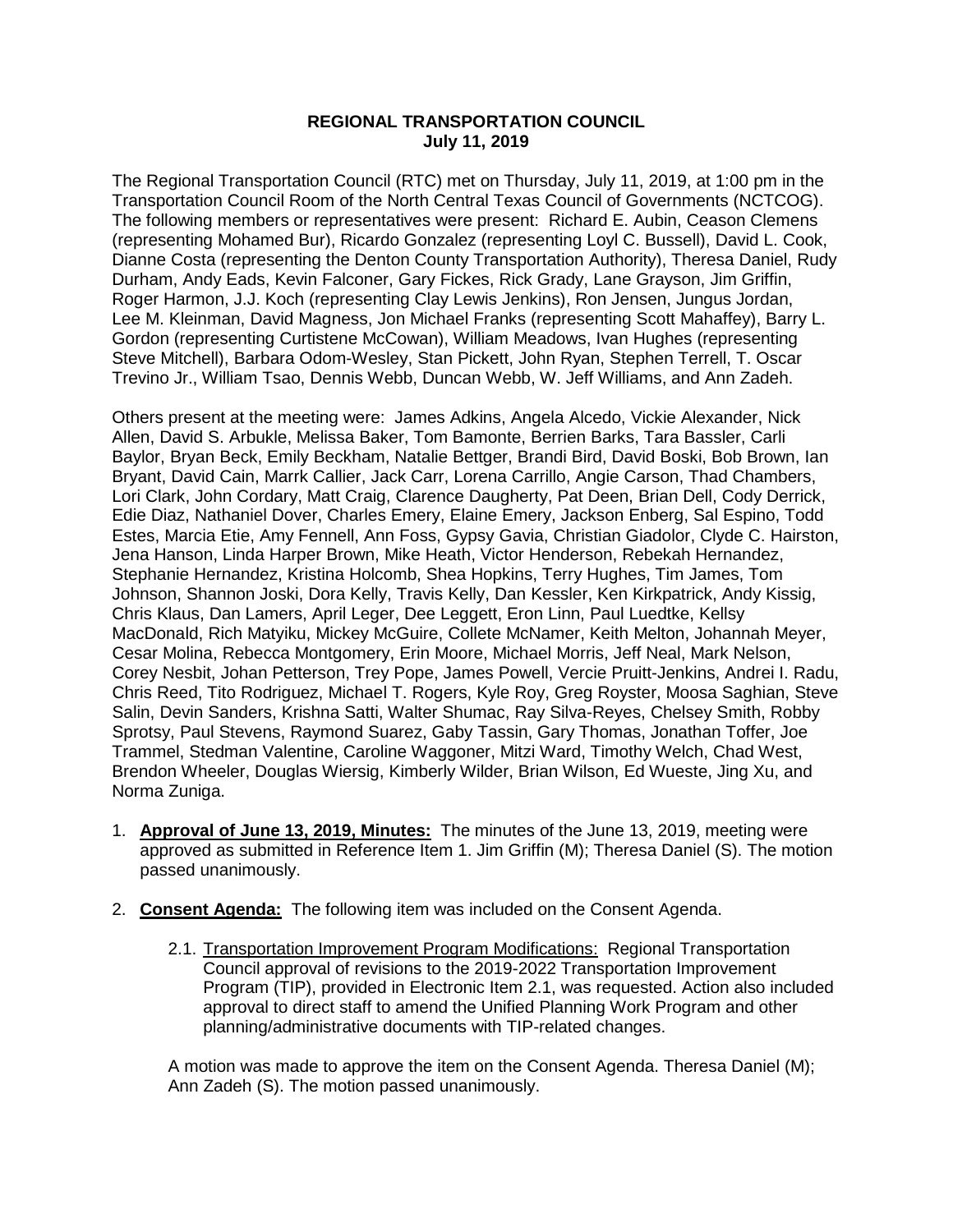**REGIONAL TRANSPORTATION COUNCIL**
**July 11, 2019**

The Regional Transportation Council (RTC) met on Thursday, July 11, 2019, at 1:00 pm in the Transportation Council Room of the North Central Texas Council of Governments (NCTCOG). The following members or representatives were present: Richard E. Aubin, Ceason Clemens (representing Mohamed Bur), Ricardo Gonzalez (representing Loyl C. Bussell), David L. Cook, Dianne Costa (representing the Denton County Transportation Authority), Theresa Daniel, Rudy Durham, Andy Eads, Kevin Falconer, Gary Fickes, Rick Grady, Lane Grayson, Jim Griffin, Roger Harmon, J.J. Koch (representing Clay Lewis Jenkins), Ron Jensen, Jungus Jordan, Lee M. Kleinman, David Magness, Jon Michael Franks (representing Scott Mahaffey), Barry L. Gordon (representing Curtistene McCowan), William Meadows, Ivan Hughes (representing Steve Mitchell), Barbara Odom-Wesley, Stan Pickett, John Ryan, Stephen Terrell, T. Oscar Trevino Jr., William Tsao, Dennis Webb, Duncan Webb, W. Jeff Williams, and Ann Zadeh.

Others present at the meeting were: James Adkins, Angela Alcedo, Vickie Alexander, Nick Allen, David S. Arbukle, Melissa Baker, Tom Bamonte, Berrien Barks, Tara Bassler, Carli Baylor, Bryan Beck, Emily Beckham, Natalie Bettger, Brandi Bird, David Boski, Bob Brown, Ian Bryant, David Cain, Marrk Callier, Jack Carr, Lorena Carrillo, Angie Carson, Thad Chambers, Lori Clark, John Cordary, Matt Craig, Clarence Daugherty, Pat Deen, Brian Dell, Cody Derrick, Edie Diaz, Nathaniel Dover, Charles Emery, Elaine Emery, Jackson Enberg, Sal Espino, Todd Estes, Marcia Etie, Amy Fennell, Ann Foss, Gypsy Gavia, Christian Giadolor, Clyde C. Hairston, Jena Hanson, Linda Harper Brown, Mike Heath, Victor Henderson, Rebekah Hernandez, Stephanie Hernandez, Kristina Holcomb, Shea Hopkins, Terry Hughes, Tim James, Tom Johnson, Shannon Joski, Dora Kelly, Travis Kelly, Dan Kessler, Ken Kirkpatrick, Andy Kissig, Chris Klaus, Dan Lamers, April Leger, Dee Leggett, Eron Linn, Paul Luedtke, Kellsy MacDonald, Rich Matyiku, Mickey McGuire, Collete McNamer, Keith Melton, Johannah Meyer, Cesar Molina, Rebecca Montgomery, Erin Moore, Michael Morris, Jeff Neal, Mark Nelson, Corey Nesbit, Johan Petterson, Trey Pope, James Powell, Vercie Pruitt-Jenkins, Andrei I. Radu, Chris Reed, Tito Rodriguez, Michael T. Rogers, Kyle Roy, Greg Royster, Moosa Saghian, Steve Salin, Devin Sanders, Krishna Satti, Walter Shumac, Ray Silva-Reyes, Chelsey Smith, Robby Sprotsy, Paul Stevens, Raymond Suarez, Gaby Tassin, Gary Thomas, Jonathan Toffer, Joe Trammel, Stedman Valentine, Caroline Waggoner, Mitzi Ward, Timothy Welch, Chad West, Brendon Wheeler, Douglas Wiersig, Kimberly Wilder, Brian Wilson, Ed Wueste, Jing Xu, and Norma Zuniga.

1. **Approval of June 13, 2019, Minutes:** The minutes of the June 13, 2019, meeting were approved as submitted in Reference Item 1. Jim Griffin (M); Theresa Daniel (S). The motion passed unanimously.

2. **Consent Agenda:** The following item was included on the Consent Agenda.

   2.1. Transportation Improvement Program Modifications: Regional Transportation Council approval of revisions to the 2019-2022 Transportation Improvement Program (TIP), provided in Electronic Item 2.1, was requested. Action also included approval to direct staff to amend the Unified Planning Work Program and other planning/administrative documents with TIP-related changes.

   A motion was made to approve the item on the Consent Agenda. Theresa Daniel (M); Ann Zadeh (S). The motion passed unanimously.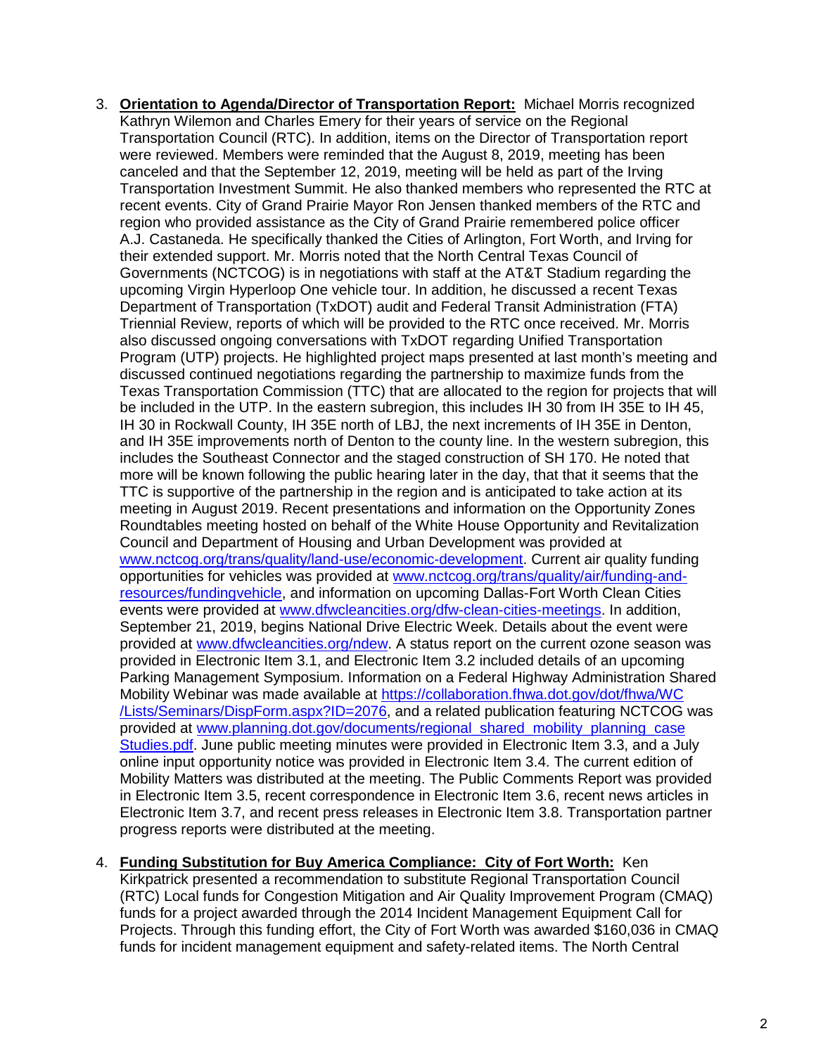3. **Orientation to Agenda/Director of Transportation Report:** Michael Morris recognized Kathryn Wilemon and Charles Emery for their years of service on the Regional Transportation Council (RTC). In addition, items on the Director of Transportation report were reviewed. Members were reminded that the August 8, 2019, meeting has been canceled and that the September 12, 2019, meeting will be held as part of the Irving Transportation Investment Summit. He also thanked members who represented the RTC at recent events. City of Grand Prairie Mayor Ron Jensen thanked members of the RTC and region who provided assistance as the City of Grand Prairie remembered police officer A.J. Castaneda. He specifically thanked the Cities of Arlington, Fort Worth, and Irving for their extended support. Mr. Morris noted that the North Central Texas Council of Governments (NCTCOG) is in negotiations with staff at the AT&T Stadium regarding the upcoming Virgin Hyperloop One vehicle tour. In addition, he discussed a recent Texas Department of Transportation (TxDOT) audit and Federal Transit Administration (FTA) Triennial Review, reports of which will be provided to the RTC once received. Mr. Morris also discussed ongoing conversations with TxDOT regarding Unified Transportation Program (UTP) projects. He highlighted project maps presented at last month's meeting and discussed continued negotiations regarding the partnership to maximize funds from the Texas Transportation Commission (TTC) that are allocated to the region for projects that will be included in the UTP. In the eastern subregion, this includes IH 30 from IH 35E to IH 45, IH 30 in Rockwall County, IH 35E north of LBJ, the next increments of IH 35E in Denton, and IH 35E improvements north of Denton to the county line. In the western subregion, this includes the Southeast Connector and the staged construction of SH 170. He noted that more will be known following the public hearing later in the day, that that it seems that the TTC is supportive of the partnership in the region and is anticipated to take action at its meeting in August 2019. Recent presentations and information on the Opportunity Zones Roundtables meeting hosted on behalf of the White House Opportunity and Revitalization Council and Department of Housing and Urban Development was provided at www.nctcog.org/trans/quality/land-use/economic-development. Current air quality funding opportunities for vehicles was provided at www.nctcog.org/trans/quality/air/funding-and-resources/fundingvehicle, and information on upcoming Dallas-Fort Worth Clean Cities events were provided at www.dfwcleancities.org/dfw-clean-cities-meetings. In addition, September 21, 2019, begins National Drive Electric Week. Details about the event were provided at www.dfwcleancities.org/ndew. A status report on the current ozone season was provided in Electronic Item 3.1, and Electronic Item 3.2 included details of an upcoming Parking Management Symposium. Information on a Federal Highway Administration Shared Mobility Webinar was made available at https://collaboration.fhwa.dot.gov/dot/fhwa/WC/Lists/Seminars/DispForm.aspx?ID=2076, and a related publication featuring NCTCOG was provided at www.planning.dot.gov/documents/regional_shared_mobility_planning_case Studies.pdf. June public meeting minutes were provided in Electronic Item 3.3, and a July online input opportunity notice was provided in Electronic Item 3.4. The current edition of Mobility Matters was distributed at the meeting. The Public Comments Report was provided in Electronic Item 3.5, recent correspondence in Electronic Item 3.6, recent news articles in Electronic Item 3.7, and recent press releases in Electronic Item 3.8. Transportation partner progress reports were distributed at the meeting.

4. **Funding Substitution for Buy America Compliance: City of Fort Worth:** Ken Kirkpatrick presented a recommendation to substitute Regional Transportation Council (RTC) Local funds for Congestion Mitigation and Air Quality Improvement Program (CMAQ) funds for a project awarded through the 2014 Incident Management Equipment Call for Projects. Through this funding effort, the City of Fort Worth was awarded $160,036 in CMAQ funds for incident management equipment and safety-related items. The North Central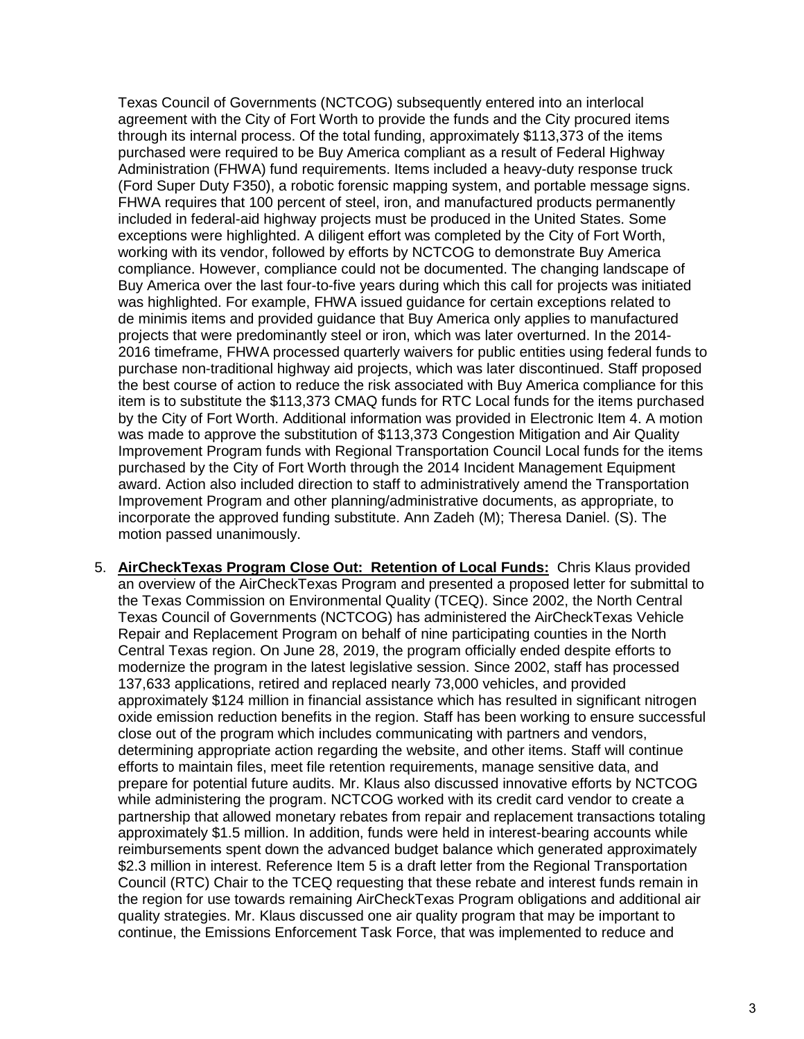Texas Council of Governments (NCTCOG) subsequently entered into an interlocal agreement with the City of Fort Worth to provide the funds and the City procured items through its internal process. Of the total funding, approximately $113,373 of the items purchased were required to be Buy America compliant as a result of Federal Highway Administration (FHWA) fund requirements. Items included a heavy-duty response truck (Ford Super Duty F350), a robotic forensic mapping system, and portable message signs. FHWA requires that 100 percent of steel, iron, and manufactured products permanently included in federal-aid highway projects must be produced in the United States. Some exceptions were highlighted. A diligent effort was completed by the City of Fort Worth, working with its vendor, followed by efforts by NCTCOG to demonstrate Buy America compliance. However, compliance could not be documented. The changing landscape of Buy America over the last four-to-five years during which this call for projects was initiated was highlighted. For example, FHWA issued guidance for certain exceptions related to de minimis items and provided guidance that Buy America only applies to manufactured projects that were predominantly steel or iron, which was later overturned. In the 2014-2016 timeframe, FHWA processed quarterly waivers for public entities using federal funds to purchase non-traditional highway aid projects, which was later discontinued. Staff proposed the best course of action to reduce the risk associated with Buy America compliance for this item is to substitute the $113,373 CMAQ funds for RTC Local funds for the items purchased by the City of Fort Worth. Additional information was provided in Electronic Item 4. A motion was made to approve the substitution of $113,373 Congestion Mitigation and Air Quality Improvement Program funds with Regional Transportation Council Local funds for the items purchased by the City of Fort Worth through the 2014 Incident Management Equipment award. Action also included direction to staff to administratively amend the Transportation Improvement Program and other planning/administrative documents, as appropriate, to incorporate the approved funding substitute. Ann Zadeh (M); Theresa Daniel. (S). The motion passed unanimously.

5. **AirCheckTexas Program Close Out: Retention of Local Funds:** Chris Klaus provided an overview of the AirCheckTexas Program and presented a proposed letter for submittal to the Texas Commission on Environmental Quality (TCEQ). Since 2002, the North Central Texas Council of Governments (NCTCOG) has administered the AirCheckTexas Vehicle Repair and Replacement Program on behalf of nine participating counties in the North Central Texas region. On June 28, 2019, the program officially ended despite efforts to modernize the program in the latest legislative session. Since 2002, staff has processed 137,633 applications, retired and replaced nearly 73,000 vehicles, and provided approximately $124 million in financial assistance which has resulted in significant nitrogen oxide emission reduction benefits in the region. Staff has been working to ensure successful close out of the program which includes communicating with partners and vendors, determining appropriate action regarding the website, and other items. Staff will continue efforts to maintain files, meet file retention requirements, manage sensitive data, and prepare for potential future audits. Mr. Klaus also discussed innovative efforts by NCTCOG while administering the program. NCTCOG worked with its credit card vendor to create a partnership that allowed monetary rebates from repair and replacement transactions totaling approximately $1.5 million. In addition, funds were held in interest-bearing accounts while reimbursements spent down the advanced budget balance which generated approximately $2.3 million in interest. Reference Item 5 is a draft letter from the Regional Transportation Council (RTC) Chair to the TCEQ requesting that these rebate and interest funds remain in the region for use towards remaining AirCheckTexas Program obligations and additional air quality strategies. Mr. Klaus discussed one air quality program that may be important to continue, the Emissions Enforcement Task Force, that was implemented to reduce and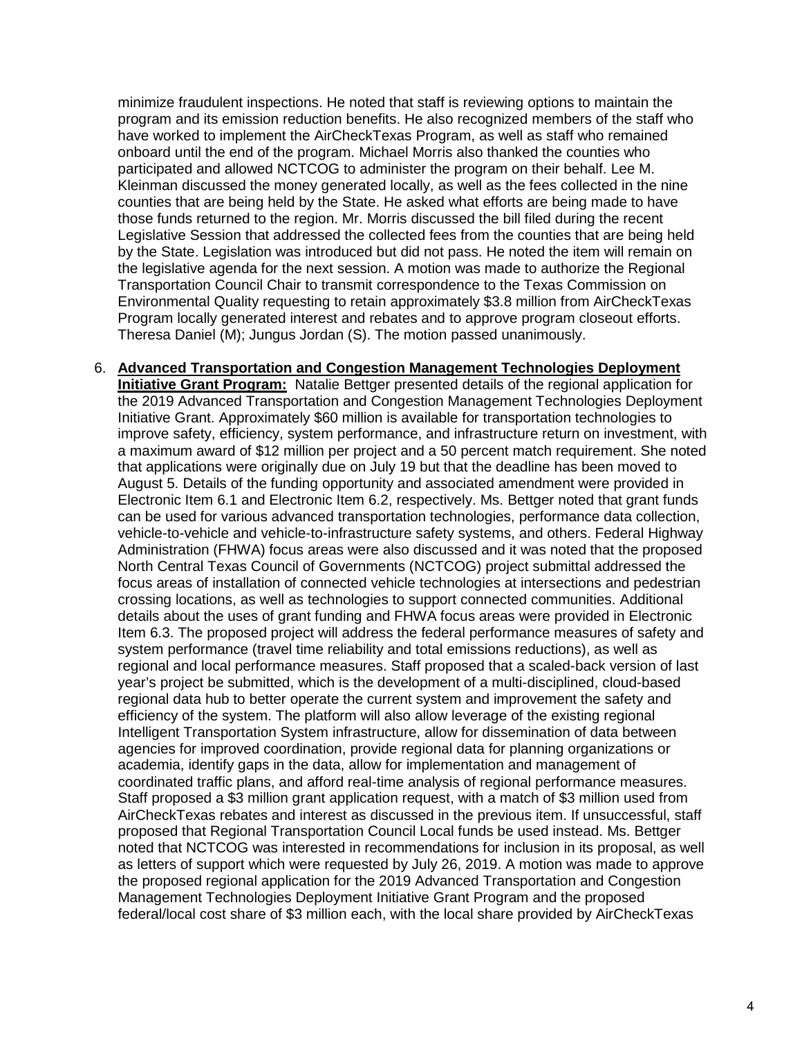minimize fraudulent inspections. He noted that staff is reviewing options to maintain the program and its emission reduction benefits. He also recognized members of the staff who have worked to implement the AirCheckTexas Program, as well as staff who remained onboard until the end of the program. Michael Morris also thanked the counties who participated and allowed NCTCOG to administer the program on their behalf. Lee M. Kleinman discussed the money generated locally, as well as the fees collected in the nine counties that are being held by the State. He asked what efforts are being made to have those funds returned to the region. Mr. Morris discussed the bill filed during the recent Legislative Session that addressed the collected fees from the counties that are being held by the State. Legislation was introduced but did not pass. He noted the item will remain on the legislative agenda for the next session. A motion was made to authorize the Regional Transportation Council Chair to transmit correspondence to the Texas Commission on Environmental Quality requesting to retain approximately $3.8 million from AirCheckTexas Program locally generated interest and rebates and to approve program closeout efforts. Theresa Daniel (M); Jungus Jordan (S). The motion passed unanimously.

6. **Advanced Transportation and Congestion Management Technologies Deployment Initiative Grant Program:** Natalie Bettger presented details of the regional application for the 2019 Advanced Transportation and Congestion Management Technologies Deployment Initiative Grant. Approximately $60 million is available for transportation technologies to improve safety, efficiency, system performance, and infrastructure return on investment, with a maximum award of $12 million per project and a 50 percent match requirement. She noted that applications were originally due on July 19 but that the deadline has been moved to August 5. Details of the funding opportunity and associated amendment were provided in Electronic Item 6.1 and Electronic Item 6.2, respectively. Ms. Bettger noted that grant funds can be used for various advanced transportation technologies, performance data collection, vehicle-to-vehicle and vehicle-to-infrastructure safety systems, and others. Federal Highway Administration (FHWA) focus areas were also discussed and it was noted that the proposed North Central Texas Council of Governments (NCTCOG) project submittal addressed the focus areas of installation of connected vehicle technologies at intersections and pedestrian crossing locations, as well as technologies to support connected communities. Additional details about the uses of grant funding and FHWA focus areas were provided in Electronic Item 6.3. The proposed project will address the federal performance measures of safety and system performance (travel time reliability and total emissions reductions), as well as regional and local performance measures. Staff proposed that a scaled-back version of last year's project be submitted, which is the development of a multi-disciplined, cloud-based regional data hub to better operate the current system and improvement the safety and efficiency of the system. The platform will also allow leverage of the existing regional Intelligent Transportation System infrastructure, allow for dissemination of data between agencies for improved coordination, provide regional data for planning organizations or academia, identify gaps in the data, allow for implementation and management of coordinated traffic plans, and afford real-time analysis of regional performance measures. Staff proposed a $3 million grant application request, with a match of $3 million used from AirCheckTexas rebates and interest as discussed in the previous item. If unsuccessful, staff proposed that Regional Transportation Council Local funds be used instead. Ms. Bettger noted that NCTCOG was interested in recommendations for inclusion in its proposal, as well as letters of support which were requested by July 26, 2019. A motion was made to approve the proposed regional application for the 2019 Advanced Transportation and Congestion Management Technologies Deployment Initiative Grant Program and the proposed federal/local cost share of $3 million each, with the local share provided by AirCheckTexas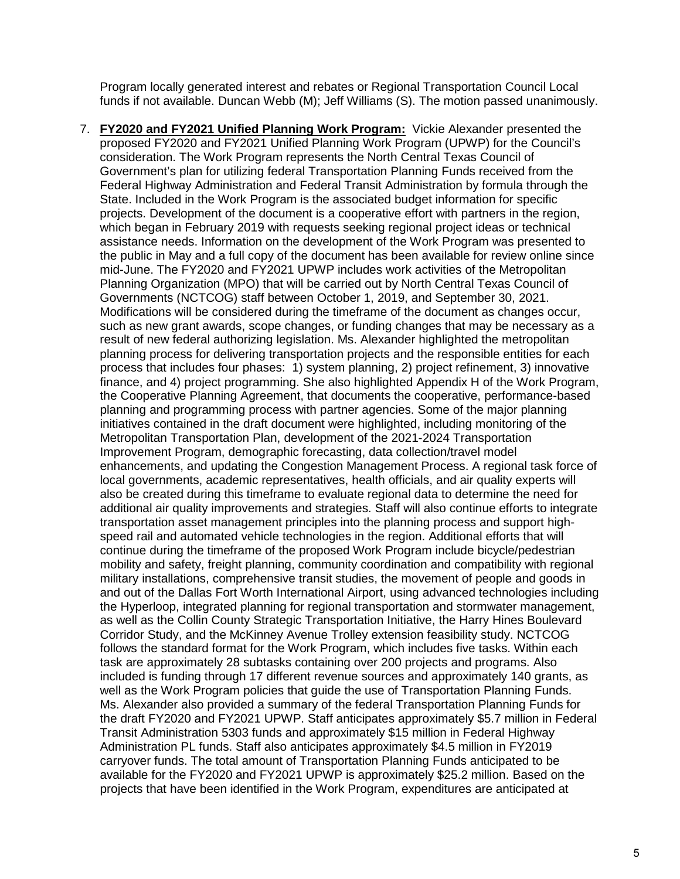Program locally generated interest and rebates or Regional Transportation Council Local funds if not available. Duncan Webb (M); Jeff Williams (S). The motion passed unanimously.

7. **FY2020 and FY2021 Unified Planning Work Program:** Vickie Alexander presented the proposed FY2020 and FY2021 Unified Planning Work Program (UPWP) for the Council's consideration. The Work Program represents the North Central Texas Council of Government's plan for utilizing federal Transportation Planning Funds received from the Federal Highway Administration and Federal Transit Administration by formula through the State. Included in the Work Program is the associated budget information for specific projects. Development of the document is a cooperative effort with partners in the region, which began in February 2019 with requests seeking regional project ideas or technical assistance needs. Information on the development of the Work Program was presented to the public in May and a full copy of the document has been available for review online since mid-June. The FY2020 and FY2021 UPWP includes work activities of the Metropolitan Planning Organization (MPO) that will be carried out by North Central Texas Council of Governments (NCTCOG) staff between October 1, 2019, and September 30, 2021. Modifications will be considered during the timeframe of the document as changes occur, such as new grant awards, scope changes, or funding changes that may be necessary as a result of new federal authorizing legislation. Ms. Alexander highlighted the metropolitan planning process for delivering transportation projects and the responsible entities for each process that includes four phases: 1) system planning, 2) project refinement, 3) innovative finance, and 4) project programming. She also highlighted Appendix H of the Work Program, the Cooperative Planning Agreement, that documents the cooperative, performance-based planning and programming process with partner agencies. Some of the major planning initiatives contained in the draft document were highlighted, including monitoring of the Metropolitan Transportation Plan, development of the 2021-2024 Transportation Improvement Program, demographic forecasting, data collection/travel model enhancements, and updating the Congestion Management Process. A regional task force of local governments, academic representatives, health officials, and air quality experts will also be created during this timeframe to evaluate regional data to determine the need for additional air quality improvements and strategies. Staff will also continue efforts to integrate transportation asset management principles into the planning process and support high-speed rail and automated vehicle technologies in the region. Additional efforts that will continue during the timeframe of the proposed Work Program include bicycle/pedestrian mobility and safety, freight planning, community coordination and compatibility with regional military installations, comprehensive transit studies, the movement of people and goods in and out of the Dallas Fort Worth International Airport, using advanced technologies including the Hyperloop, integrated planning for regional transportation and stormwater management, as well as the Collin County Strategic Transportation Initiative, the Harry Hines Boulevard Corridor Study, and the McKinney Avenue Trolley extension feasibility study. NCTCOG follows the standard format for the Work Program, which includes five tasks. Within each task are approximately 28 subtasks containing over 200 projects and programs. Also included is funding through 17 different revenue sources and approximately 140 grants, as well as the Work Program policies that guide the use of Transportation Planning Funds. Ms. Alexander also provided a summary of the federal Transportation Planning Funds for the draft FY2020 and FY2021 UPWP. Staff anticipates approximately $5.7 million in Federal Transit Administration 5303 funds and approximately $15 million in Federal Highway Administration PL funds. Staff also anticipates approximately $4.5 million in FY2019 carryover funds. The total amount of Transportation Planning Funds anticipated to be available for the FY2020 and FY2021 UPWP is approximately $25.2 million. Based on the projects that have been identified in the Work Program, expenditures are anticipated at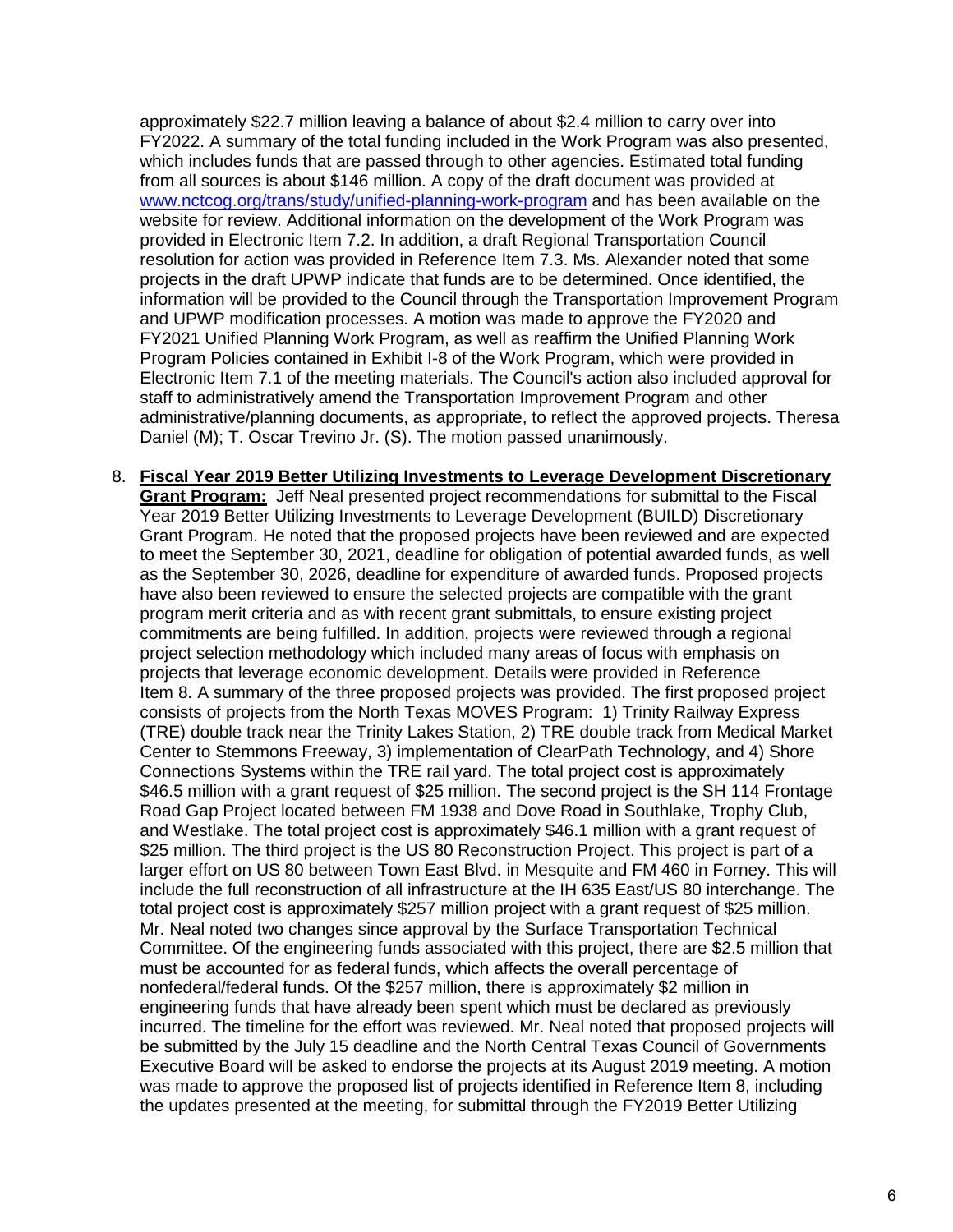approximately \$22.7 million leaving a balance of about \$2.4 million to carry over into FY2022. A summary of the total funding included in the Work Program was also presented, which includes funds that are passed through to other agencies. Estimated total funding from all sources is about \$146 million. A copy of the draft document was provided at [www.nctcog.org/trans/study/unified-planning-work-program](www.nctcog.org/trans/study/unified-planning-work-program) and has been available on the website for review. Additional information on the development of the Work Program was provided in Electronic Item 7.2. In addition, a draft Regional Transportation Council resolution for action was provided in Reference Item 7.3. Ms. Alexander noted that some projects in the draft UPWP indicate that funds are to be determined. Once identified, the information will be provided to the Council through the Transportation Improvement Program and UPWP modification processes. A motion was made to approve the FY2020 and FY2021 Unified Planning Work Program, as well as reaffirm the Unified Planning Work Program Policies contained in Exhibit I-8 of the Work Program, which were provided in Electronic Item 7.1 of the meeting materials. The Council's action also included approval for staff to administratively amend the Transportation Improvement Program and other administrative/planning documents, as appropriate, to reflect the approved projects. Theresa Daniel (M); T. Oscar Trevino Jr. (S). The motion passed unanimously.

8. **Fiscal Year 2019 Better Utilizing Investments to Leverage Development Discretionary Grant Program:** Jeff Neal presented project recommendations for submittal to the Fiscal Year 2019 Better Utilizing Investments to Leverage Development (BUILD) Discretionary Grant Program. He noted that the proposed projects have been reviewed and are expected to meet the September 30, 2021, deadline for obligation of potential awarded funds, as well as the September 30, 2026, deadline for expenditure of awarded funds. Proposed projects have also been reviewed to ensure the selected projects are compatible with the grant program merit criteria and as with recent grant submittals, to ensure existing project commitments are being fulfilled. In addition, projects were reviewed through a regional project selection methodology which included many areas of focus with emphasis on projects that leverage economic development. Details were provided in Reference Item 8. A summary of the three proposed projects was provided. The first proposed project consists of projects from the North Texas MOVES Program: 1) Trinity Railway Express (TRE) double track near the Trinity Lakes Station, 2) TRE double track from Medical Market Center to Stemmons Freeway, 3) implementation of ClearPath Technology, and 4) Shore Connections Systems within the TRE rail yard. The total project cost is approximately \$46.5 million with a grant request of \$25 million. The second project is the SH 114 Frontage Road Gap Project located between FM 1938 and Dove Road in Southlake, Trophy Club, and Westlake. The total project cost is approximately \$46.1 million with a grant request of \$25 million. The third project is the US 80 Reconstruction Project. This project is part of a larger effort on US 80 between Town East Blvd. in Mesquite and FM 460 in Forney. This will include the full reconstruction of all infrastructure at the IH 635 East/US 80 interchange. The total project cost is approximately \$257 million project with a grant request of \$25 million. Mr. Neal noted two changes since approval by the Surface Transportation Technical Committee. Of the engineering funds associated with this project, there are \$2.5 million that must be accounted for as federal funds, which affects the overall percentage of nonfederal/federal funds. Of the \$257 million, there is approximately \$2 million in engineering funds that have already been spent which must be declared as previously incurred. The timeline for the effort was reviewed. Mr. Neal noted that proposed projects will be submitted by the July 15 deadline and the North Central Texas Council of Governments Executive Board will be asked to endorse the projects at its August 2019 meeting. A motion was made to approve the proposed list of projects identified in Reference Item 8, including the updates presented at the meeting, for submittal through the FY2019 Better Utilizing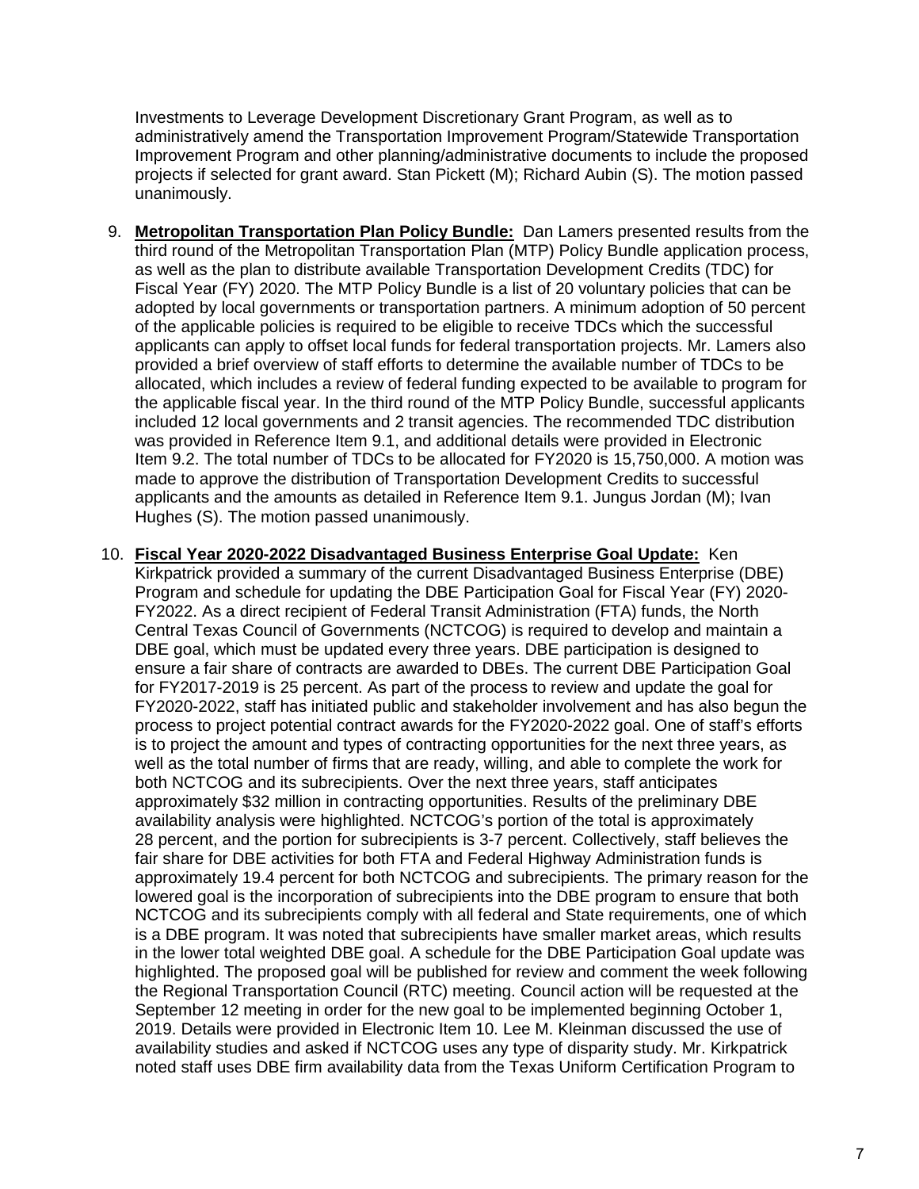Investments to Leverage Development Discretionary Grant Program, as well as to administratively amend the Transportation Improvement Program/Statewide Transportation Improvement Program and other planning/administrative documents to include the proposed projects if selected for grant award. Stan Pickett (M); Richard Aubin (S). The motion passed unanimously.

9. **Metropolitan Transportation Plan Policy Bundle:** Dan Lamers presented results from the third round of the Metropolitan Transportation Plan (MTP) Policy Bundle application process, as well as the plan to distribute available Transportation Development Credits (TDC) for Fiscal Year (FY) 2020. The MTP Policy Bundle is a list of 20 voluntary policies that can be adopted by local governments or transportation partners. A minimum adoption of 50 percent of the applicable policies is required to be eligible to receive TDCs which the successful applicants can apply to offset local funds for federal transportation projects. Mr. Lamers also provided a brief overview of staff efforts to determine the available number of TDCs to be allocated, which includes a review of federal funding expected to be available to program for the applicable fiscal year. In the third round of the MTP Policy Bundle, successful applicants included 12 local governments and 2 transit agencies. The recommended TDC distribution was provided in Reference Item 9.1, and additional details were provided in Electronic Item 9.2. The total number of TDCs to be allocated for FY2020 is 15,750,000. A motion was made to approve the distribution of Transportation Development Credits to successful applicants and the amounts as detailed in Reference Item 9.1. Jungus Jordan (M); Ivan Hughes (S). The motion passed unanimously.

10. **Fiscal Year 2020-2022 Disadvantaged Business Enterprise Goal Update:** Ken Kirkpatrick provided a summary of the current Disadvantaged Business Enterprise (DBE) Program and schedule for updating the DBE Participation Goal for Fiscal Year (FY) 2020-FY2022. As a direct recipient of Federal Transit Administration (FTA) funds, the North Central Texas Council of Governments (NCTCOG) is required to develop and maintain a DBE goal, which must be updated every three years. DBE participation is designed to ensure a fair share of contracts are awarded to DBEs. The current DBE Participation Goal for FY2017-2019 is 25 percent. As part of the process to review and update the goal for FY2020-2022, staff has initiated public and stakeholder involvement and has also begun the process to project potential contract awards for the FY2020-2022 goal. One of staff's efforts is to project the amount and types of contracting opportunities for the next three years, as well as the total number of firms that are ready, willing, and able to complete the work for both NCTCOG and its subrecipients. Over the next three years, staff anticipates approximately $32 million in contracting opportunities. Results of the preliminary DBE availability analysis were highlighted. NCTCOG's portion of the total is approximately 28 percent, and the portion for subrecipients is 3-7 percent. Collectively, staff believes the fair share for DBE activities for both FTA and Federal Highway Administration funds is approximately 19.4 percent for both NCTCOG and subrecipients. The primary reason for the lowered goal is the incorporation of subrecipients into the DBE program to ensure that both NCTCOG and its subrecipients comply with all federal and State requirements, one of which is a DBE program. It was noted that subrecipients have smaller market areas, which results in the lower total weighted DBE goal. A schedule for the DBE Participation Goal update was highlighted. The proposed goal will be published for review and comment the week following the Regional Transportation Council (RTC) meeting. Council action will be requested at the September 12 meeting in order for the new goal to be implemented beginning October 1, 2019. Details were provided in Electronic Item 10. Lee M. Kleinman discussed the use of availability studies and asked if NCTCOG uses any type of disparity study. Mr. Kirkpatrick noted staff uses DBE firm availability data from the Texas Uniform Certification Program to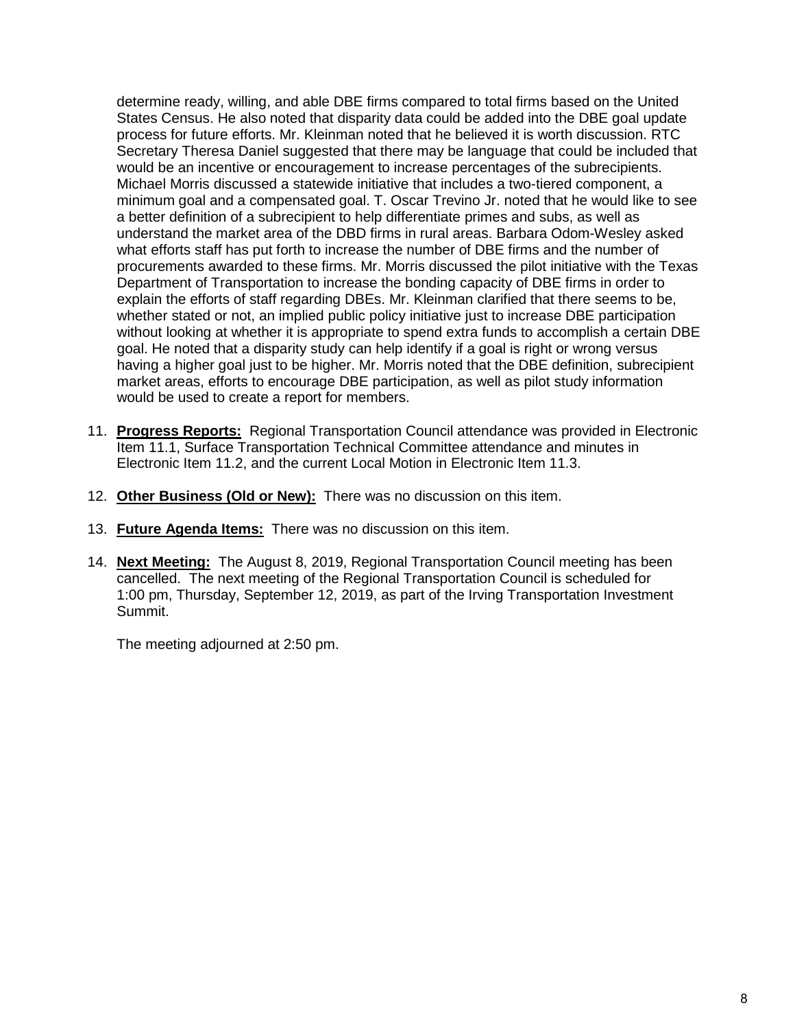determine ready, willing, and able DBE firms compared to total firms based on the United States Census. He also noted that disparity data could be added into the DBE goal update process for future efforts. Mr. Kleinman noted that he believed it is worth discussion. RTC Secretary Theresa Daniel suggested that there may be language that could be included that would be an incentive or encouragement to increase percentages of the subrecipients. Michael Morris discussed a statewide initiative that includes a two-tiered component, a minimum goal and a compensated goal. T. Oscar Trevino Jr. noted that he would like to see a better definition of a subrecipient to help differentiate primes and subs, as well as understand the market area of the DBD firms in rural areas. Barbara Odom-Wesley asked what efforts staff has put forth to increase the number of DBE firms and the number of procurements awarded to these firms. Mr. Morris discussed the pilot initiative with the Texas Department of Transportation to increase the bonding capacity of DBE firms in order to explain the efforts of staff regarding DBEs. Mr. Kleinman clarified that there seems to be, whether stated or not, an implied public policy initiative just to increase DBE participation without looking at whether it is appropriate to spend extra funds to accomplish a certain DBE goal. He noted that a disparity study can help identify if a goal is right or wrong versus having a higher goal just to be higher. Mr. Morris noted that the DBE definition, subrecipient market areas, efforts to encourage DBE participation, as well as pilot study information would be used to create a report for members.

11. **Progress Reports:** Regional Transportation Council attendance was provided in Electronic Item 11.1, Surface Transportation Technical Committee attendance and minutes in Electronic Item 11.2, and the current Local Motion in Electronic Item 11.3.

12. **Other Business (Old or New):** There was no discussion on this item.

13. **Future Agenda Items:** There was no discussion on this item.

14. **Next Meeting:** The August 8, 2019, Regional Transportation Council meeting has been cancelled. The next meeting of the Regional Transportation Council is scheduled for 1:00 pm, Thursday, September 12, 2019, as part of the Irving Transportation Investment Summit.

    The meeting adjourned at 2:50 pm.